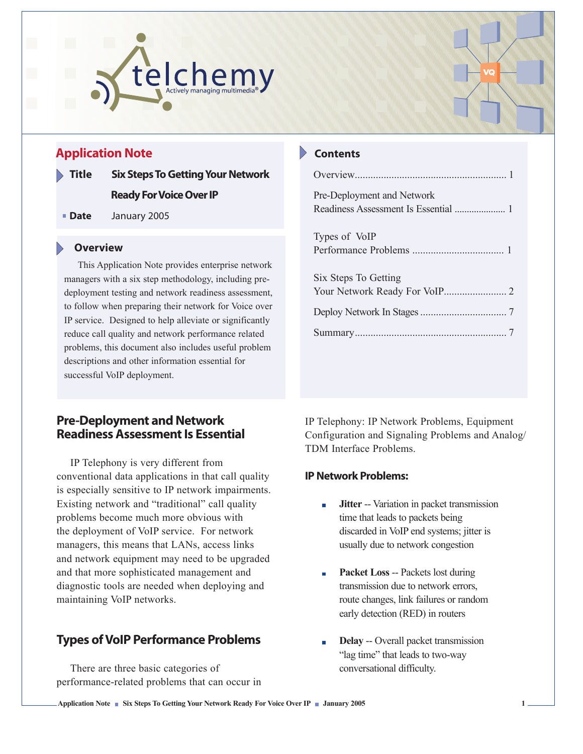telchemy

Actively managing multimedia®

## Application Note

**Title** Six Steps To Getting Your Network Ready For Voice Over IP

**Date** January 2005

### Overview

This Application Note provides enterprise network managers with a six step methodology, including pre-deployment testing and network readiness assessment, to follow when preparing their network for Voice over IP service. Designed to help alleviate or significantly reduce call quality and network performance related problems, this document also includes useful problem descriptions and other information essential for successful VoIP deployment.

### Contents

| | |
|---|---|
| Overview | 1 |
| Pre-Deployment and Network Readiness Assessment Is Essential | 1 |
| Types of VoIP Performance Problems | 1 |
| Six Steps To Getting Your Network Ready For VoIP | 2 |
| Deploy Network In Stages | 7 |
| Summary | 7 |

## Pre-Deployment and Network Readiness Assessment Is Essential

IP Telephony is very different from conventional data applications in that call quality is especially sensitive to IP network impairments. Existing network and "traditional" call quality problems become much more obvious with the deployment of VoIP service. For network managers, this means that LANs, access links and network equipment may need to be upgraded and that more sophisticated management and diagnostic tools are needed when deploying and maintaining VoIP networks.

## Types of VoIP Performance Problems

There are three basic categories of performance-related problems that can occur in IP Telephony: IP Network Problems, Equipment Configuration and Signaling Problems and Analog/TDM Interface Problems.

### IP Network Problems:

- **Jitter** -- Variation in packet transmission time that leads to packets being discarded in VoIP end systems; jitter is usually due to network congestion
- **Packet Loss** -- Packets lost during transmission due to network errors, route changes, link failures or random early detection (RED) in routers
- **Delay** -- Overall packet transmission "lag time" that leads to two-way conversational difficulty.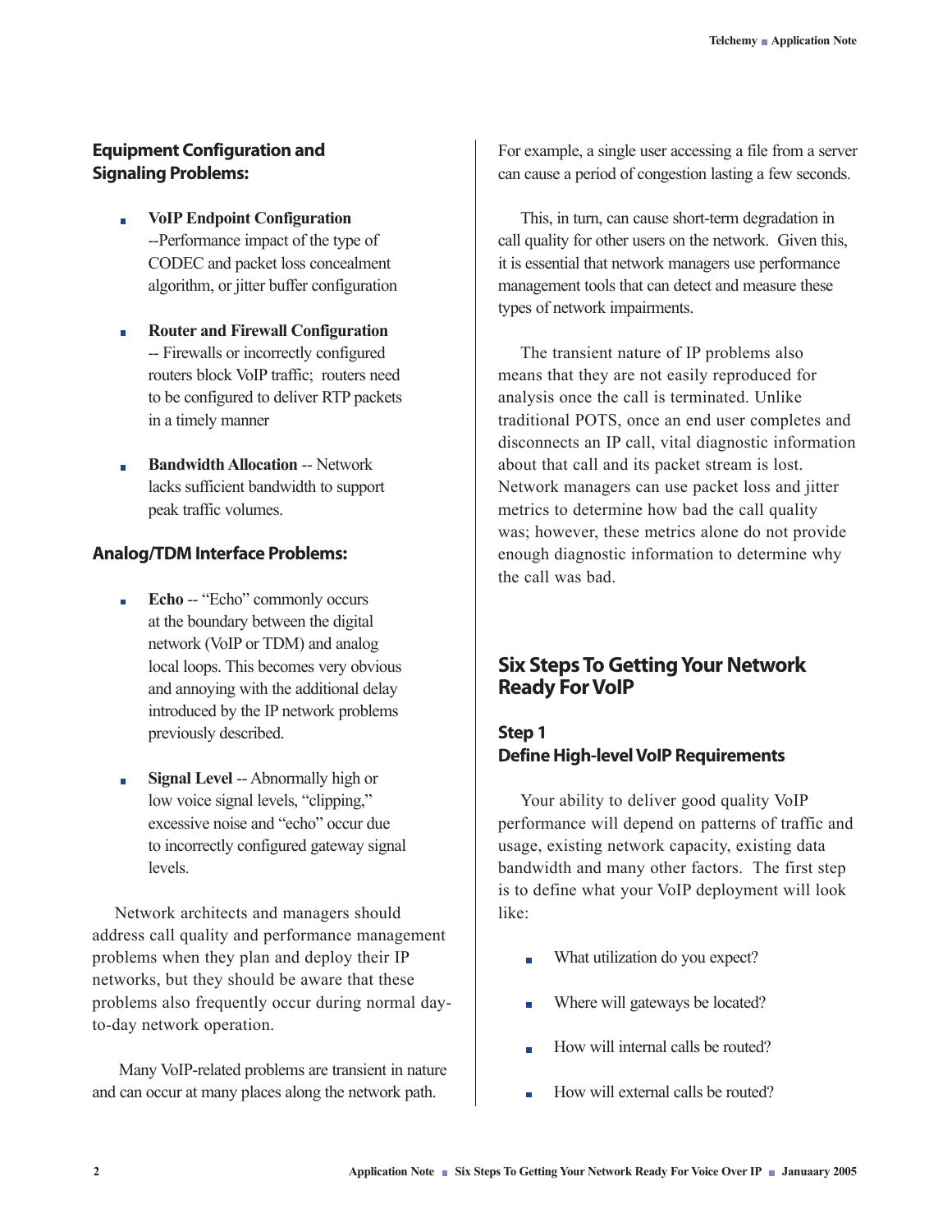### Equipment Configuration and Signaling Problems:

- **VoIP Endpoint Configuration** --Performance impact of the type of CODEC and packet loss concealment algorithm, or jitter buffer configuration

- **Router and Firewall Configuration** -- Firewalls or incorrectly configured routers block VoIP traffic; routers need to be configured to deliver RTP packets in a timely manner

- **Bandwidth Allocation** -- Network lacks sufficient bandwidth to support peak traffic volumes.

### Analog/TDM Interface Problems:

- **Echo** -- "Echo" commonly occurs at the boundary between the digital network (VoIP or TDM) and analog local loops. This becomes very obvious and annoying with the additional delay introduced by the IP network problems previously described.

- **Signal Level** -- Abnormally high or low voice signal levels, "clipping," excessive noise and "echo" occur due to incorrectly configured gateway signal levels.

Network architects and managers should address call quality and performance management problems when they plan and deploy their IP networks, but they should be aware that these problems also frequently occur during normal day-to-day network operation.

Many VoIP-related problems are transient in nature and can occur at many places along the network path. For example, a single user accessing a file from a server can cause a period of congestion lasting a few seconds.

This, in turn, can cause short-term degradation in call quality for other users on the network. Given this, it is essential that network managers use performance management tools that can detect and measure these types of network impairments.

The transient nature of IP problems also means that they are not easily reproduced for analysis once the call is terminated. Unlike traditional POTS, once an end user completes and disconnects an IP call, vital diagnostic information about that call and its packet stream is lost. Network managers can use packet loss and jitter metrics to determine how bad the call quality was; however, these metrics alone do not provide enough diagnostic information to determine why the call was bad.

## Six Steps To Getting Your Network Ready For VoIP

### Step 1
### Define High-level VoIP Requirements

Your ability to deliver good quality VoIP performance will depend on patterns of traffic and usage, existing network capacity, existing data bandwidth and many other factors. The first step is to define what your VoIP deployment will look like:

- What utilization do you expect?
- Where will gateways be located?
- How will internal calls be routed?
- How will external calls be routed?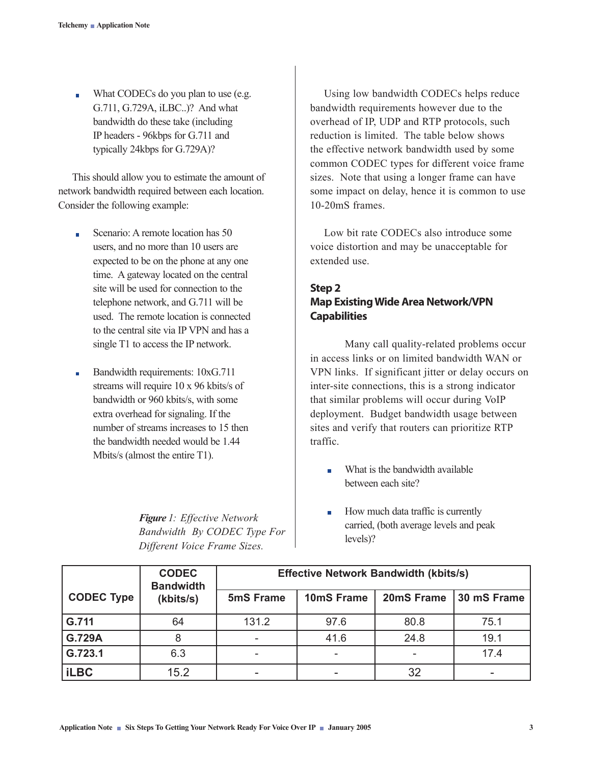- What CODECs do you plan to use (e.g. G.711, G.729A, iLBC..)? And what bandwidth do these take (including IP headers - 96kbps for G.711 and typically 24kbps for G.729A)?

This should allow you to estimate the amount of network bandwidth required between each location. Consider the following example:

- Scenario: A remote location has 50 users, and no more than 10 users are expected to be on the phone at any one time. A gateway located on the central site will be used for connection to the telephone network, and G.711 will be used. The remote location is connected to the central site via IP VPN and has a single T1 to access the IP network.

- Bandwidth requirements: 10xG.711 streams will require 10 x 96 kbits/s of bandwidth or 960 kbits/s, with some extra overhead for signaling. If the number of streams increases to 15 then the bandwidth needed would be 1.44 Mbits/s (almost the entire T1).

Using low bandwidth CODECs helps reduce bandwidth requirements however due to the overhead of IP, UDP and RTP protocols, such reduction is limited. The table below shows the effective network bandwidth used by some common CODEC types for different voice frame sizes. Note that using a longer frame can have some impact on delay, hence it is common to use 10-20mS frames.

Low bit rate CODECs also introduce some voice distortion and may be unacceptable for extended use.

## Step 2
## Map Existing Wide Area Network/VPN Capabilities

Many call quality-related problems occur in access links or on limited bandwidth WAN or VPN links. If significant jitter or delay occurs on inter-site connections, this is a strong indicator that similar problems will occur during VoIP deployment. Budget bandwidth usage between sites and verify that routers can prioritize RTP traffic.

- What is the bandwidth available between each site?

- How much data traffic is currently carried, (both average levels and peak levels)?

***Figure** 1: Effective Network Bandwidth By CODEC Type For Different Voice Frame Sizes.*

| CODEC Type | CODEC Bandwidth (kbits/s) | Effective Network Bandwidth (kbits/s) | | | |
|---|---|---|---|---|---|
| | | 5mS Frame | 10mS Frame | 20mS Frame | 30 mS Frame |
| G.711 | 64 | 131.2 | 97.6 | 80.8 | 75.1 |
| G.729A | 8 | - | 41.6 | 24.8 | 19.1 |
| G.723.1 | 6.3 | - | - | - | 17.4 |
| iLBC | 15.2 | - | - | 32 | - |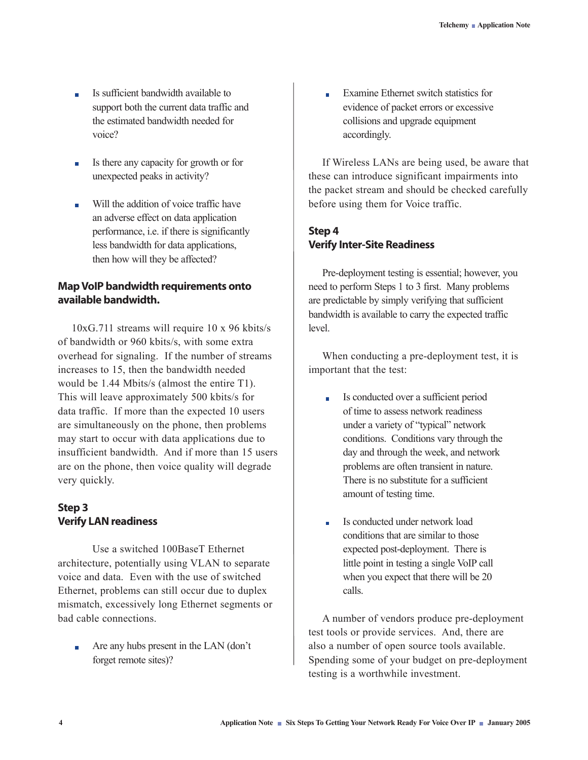- Is sufficient bandwidth available to support both the current data traffic and the estimated bandwidth needed for voice?

- Is there any capacity for growth or for unexpected peaks in activity?

- Will the addition of voice traffic have an adverse effect on data application performance, i.e. if there is significantly less bandwidth for data applications, then how will they be affected?

### Map VoIP bandwidth requirements onto available bandwidth.

10xG.711 streams will require 10 x 96 kbits/s of bandwidth or 960 kbits/s, with some extra overhead for signaling. If the number of streams increases to 15, then the bandwidth needed would be 1.44 Mbits/s (almost the entire T1). This will leave approximately 500 kbits/s for data traffic. If more than the expected 10 users are simultaneously on the phone, then problems may start to occur with data applications due to insufficient bandwidth. And if more than 15 users are on the phone, then voice quality will degrade very quickly.

## Step 3
## Verify LAN readiness

Use a switched 100BaseT Ethernet architecture, potentially using VLAN to separate voice and data. Even with the use of switched Ethernet, problems can still occur due to duplex mismatch, excessively long Ethernet segments or bad cable connections.

- Are any hubs present in the LAN (don't forget remote sites)?

- Examine Ethernet switch statistics for evidence of packet errors or excessive collisions and upgrade equipment accordingly.

If Wireless LANs are being used, be aware that these can introduce significant impairments into the packet stream and should be checked carefully before using them for Voice traffic.

## Step 4
## Verify Inter-Site Readiness

Pre-deployment testing is essential; however, you need to perform Steps 1 to 3 first. Many problems are predictable by simply verifying that sufficient bandwidth is available to carry the expected traffic level.

When conducting a pre-deployment test, it is important that the test:

- Is conducted over a sufficient period of time to assess network readiness under a variety of "typical" network conditions. Conditions vary through the day and through the week, and network problems are often transient in nature. There is no substitute for a sufficient amount of testing time.

- Is conducted under network load conditions that are similar to those expected post-deployment. There is little point in testing a single VoIP call when you expect that there will be 20 calls.

A number of vendors produce pre-deployment test tools or provide services. And, there are also a number of open source tools available. Spending some of your budget on pre-deployment testing is a worthwhile investment.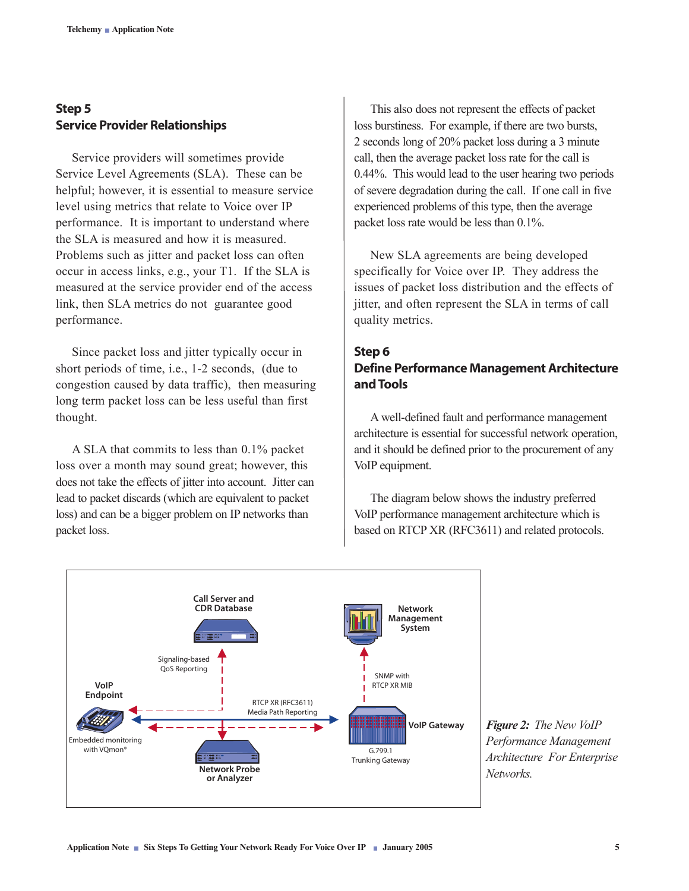## Step 5
## Service Provider Relationships

Service providers will sometimes provide Service Level Agreements (SLA). These can be helpful; however, it is essential to measure service level using metrics that relate to Voice over IP performance. It is important to understand where the SLA is measured and how it is measured. Problems such as jitter and packet loss can often occur in access links, e.g., your T1. If the SLA is measured at the service provider end of the access link, then SLA metrics do not guarantee good performance.

Since packet loss and jitter typically occur in short periods of time, i.e., 1-2 seconds, (due to congestion caused by data traffic), then measuring long term packet loss can be less useful than first thought.

A SLA that commits to less than 0.1% packet loss over a month may sound great; however, this does not take the effects of jitter into account. Jitter can lead to packet discards (which are equivalent to packet loss) and can be a bigger problem on IP networks than packet loss.

This also does not represent the effects of packet loss burstiness. For example, if there are two bursts, 2 seconds long of 20% packet loss during a 3 minute call, then the average packet loss rate for the call is 0.44%. This would lead to the user hearing two periods of severe degradation during the call. If one call in five experienced problems of this type, then the average packet loss rate would be less than 0.1%.

New SLA agreements are being developed specifically for Voice over IP. They address the issues of packet loss distribution and the effects of jitter, and often represent the SLA in terms of call quality metrics.

## Step 6
## Define Performance Management Architecture and Tools

A well-defined fault and performance management architecture is essential for successful network operation, and it should be defined prior to the procurement of any VoIP equipment.

The diagram below shows the industry preferred VoIP performance management architecture which is based on RTCP XR (RFC3611) and related protocols.

Call Server and CDR Database

Network Management System

Signaling-based QoS Reporting

SNMP with RTCP XR MIB

VoIP Endpoint

RTCP XR (RFC3611) Media Path Reporting

VoIP Gateway

Embedded monitoring with VQmon®

G.799.1 Trunking Gateway

Network Probe or Analyzer

***Figure 2:*** *The New VoIP Performance Management Architecture For Enterprise Networks.*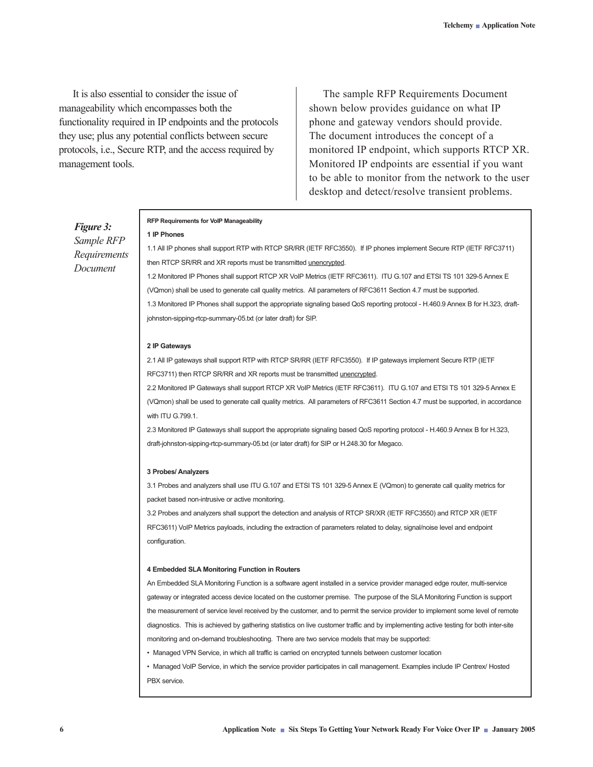It is also essential to consider the issue of manageability which encompasses both the functionality required in IP endpoints and the protocols they use; plus any potential conflicts between secure protocols, i.e., Secure RTP, and the access required by management tools.

The sample RFP Requirements Document shown below provides guidance on what IP phone and gateway vendors should provide. The document introduces the concept of a monitored IP endpoint, which supports RTCP XR. Monitored IP endpoints are essential if you want to be able to monitor from the network to the user desktop and detect/resolve transient problems.

***Figure 3:*** *Sample RFP Requirements Document*

**RFP Requirements for VoIP Manageability**

**1 IP Phones**

1.1 All IP phones shall support RTP with RTCP SR/RR (IETF RFC3550). If IP phones implement Secure RTP (IETF RFC3711) then RTCP SR/RR and XR reports must be transmitted <u>unencrypted</u>.

1.2 Monitored IP Phones shall support RTCP XR VoIP Metrics (IETF RFC3611). ITU G.107 and ETSI TS 101 329-5 Annex E (VQmon) shall be used to generate call quality metrics. All parameters of RFC3611 Section 4.7 must be supported.

1.3 Monitored IP Phones shall support the appropriate signaling based QoS reporting protocol - H.460.9 Annex B for H.323, draft-johnston-sipping-rtcp-summary-05.txt (or later draft) for SIP.

**2 IP Gateways**

2.1 All IP gateways shall support RTP with RTCP SR/RR (IETF RFC3550). If IP gateways implement Secure RTP (IETF RFC3711) then RTCP SR/RR and XR reports must be transmitted <u>unencrypted</u>.

2.2 Monitored IP Gateways shall support RTCP XR VoIP Metrics (IETF RFC3611). ITU G.107 and ETSI TS 101 329-5 Annex E (VQmon) shall be used to generate call quality metrics. All parameters of RFC3611 Section 4.7 must be supported, in accordance with ITU G.799.1.

2.3 Monitored IP Gateways shall support the appropriate signaling based QoS reporting protocol - H.460.9 Annex B for H.323, draft-johnston-sipping-rtcp-summary-05.txt (or later draft) for SIP or H.248.30 for Megaco.

**3 Probes/ Analyzers**

3.1 Probes and analyzers shall use ITU G.107 and ETSI TS 101 329-5 Annex E (VQmon) to generate call quality metrics for packet based non-intrusive or active monitoring.

3.2 Probes and analyzers shall support the detection and analysis of RTCP SR/XR (IETF RFC3550) and RTCP XR (IETF RFC3611) VoIP Metrics payloads, including the extraction of parameters related to delay, signal/noise level and endpoint configuration.

**4 Embedded SLA Monitoring Function in Routers**

An Embedded SLA Monitoring Function is a software agent installed in a service provider managed edge router, multi-service gateway or integrated access device located on the customer premise. The purpose of the SLA Monitoring Function is support the measurement of service level received by the customer, and to permit the service provider to implement some level of remote diagnostics. This is achieved by gathering statistics on live customer traffic and by implementing active testing for both inter-site monitoring and on-demand troubleshooting. There are two service models that may be supported:

- Managed VPN Service, in which all traffic is carried on encrypted tunnels between customer location
- Managed VoIP Service, in which the service provider participates in call management. Examples include IP Centrex/ Hosted PBX service.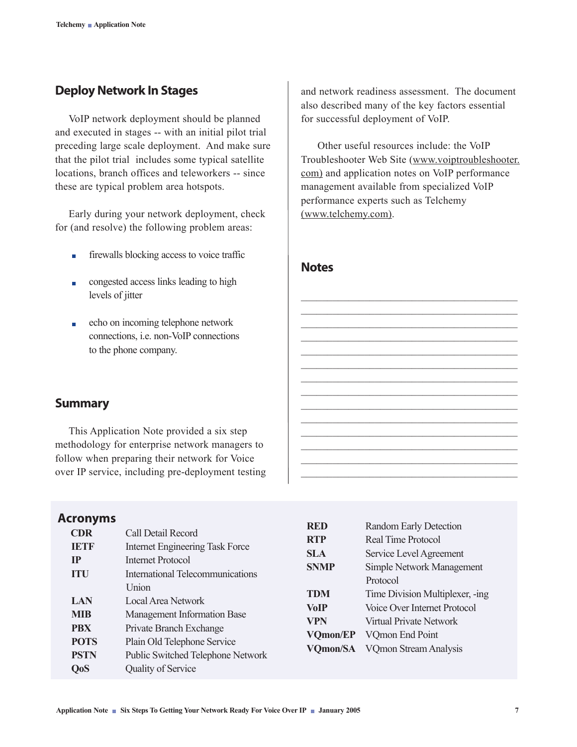## Deploy Network In Stages

VoIP network deployment should be planned and executed in stages -- with an initial pilot trial preceding large scale deployment. And make sure that the pilot trial includes some typical satellite locations, branch offices and teleworkers -- since these are typical problem area hotspots.

Early during your network deployment, check for (and resolve) the following problem areas:

- firewalls blocking access to voice traffic
- congested access links leading to high levels of jitter
- echo on incoming telephone network connections, i.e. non-VoIP connections to the phone company.

## Summary

This Application Note provided a six step methodology for enterprise network managers to follow when preparing their network for Voice over IP service, including pre-deployment testing and network readiness assessment. The document also described many of the key factors essential for successful deployment of VoIP.

Other useful resources include: the VoIP Troubleshooter Web Site (www.voiptroubleshooter.com) and application notes on VoIP performance management available from specialized VoIP performance experts such as Telchemy (www.telchemy.com).

## Notes

______________________________________________
______________________________________________
______________________________________________
______________________________________________
______________________________________________
______________________________________________
______________________________________________
______________________________________________
______________________________________________
______________________________________________
______________________________________________
______________________________________________
______________________________________________
______________________________________________

## Acronyms

| Acronym | Meaning |
|---|---|
| **CDR** | Call Detail Record |
| **IETF** | Internet Engineering Task Force |
| **IP** | Internet Protocol |
| **ITU** | International Telecommunications Union |
| **LAN** | Local Area Network |
| **MIB** | Management Information Base |
| **PBX** | Private Branch Exchange |
| **POTS** | Plain Old Telephone Service |
| **PSTN** | Public Switched Telephone Network |
| **QoS** | Quality of Service |
| **RED** | Random Early Detection |
| **RTP** | Real Time Protocol |
| **SLA** | Service Level Agreement |
| **SNMP** | Simple Network Management Protocol |
| **TDM** | Time Division Multiplexer, -ing |
| **VoIP** | Voice Over Internet Protocol |
| **VPN** | Virtual Private Network |
| **VQmon/EP** | VQmon End Point |
| **VQmon/SA** | VQmon Stream Analysis |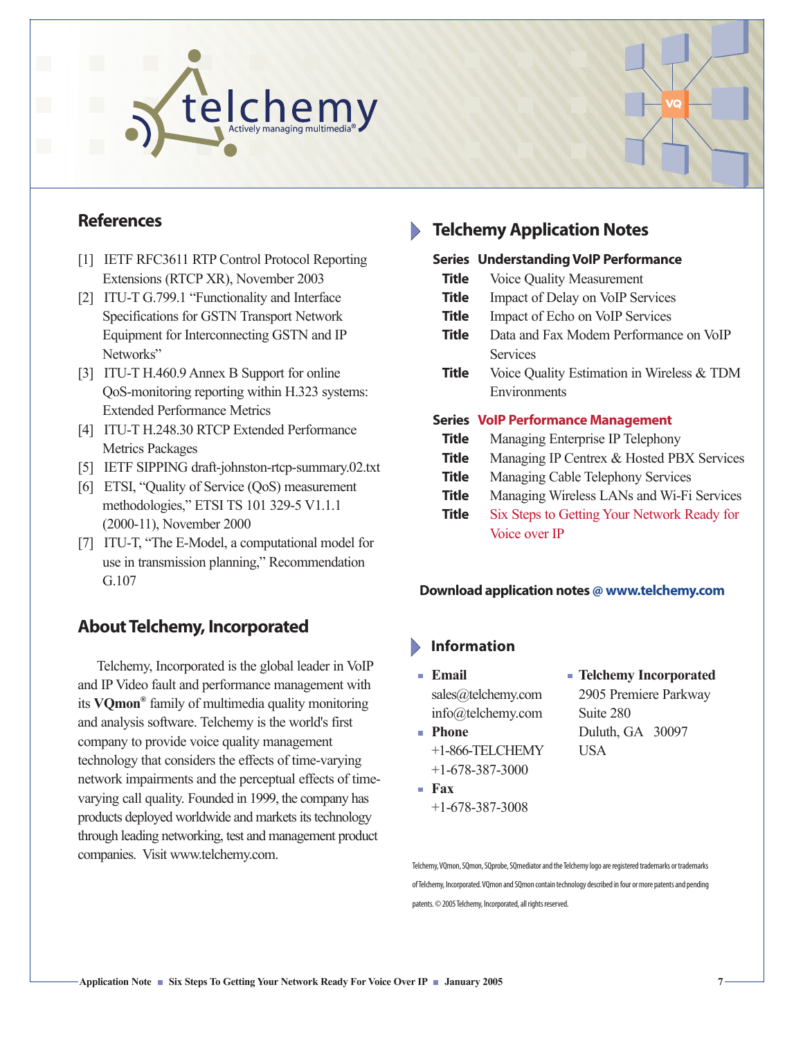## References

[1] IETF RFC3611 RTP Control Protocol Reporting Extensions (RTCP XR), November 2003

[2] ITU-T G.799.1 "Functionality and Interface Specifications for GSTN Transport Network Equipment for Interconnecting GSTN and IP Networks"

[3] ITU-T H.460.9 Annex B Support for online QoS-monitoring reporting within H.323 systems: Extended Performance Metrics

[4] ITU-T H.248.30 RTCP Extended Performance Metrics Packages

[5] IETF SIPPING draft-johnston-rtcp-summary.02.txt

[6] ETSI, "Quality of Service (QoS) measurement methodologies," ETSI TS 101 329-5 V1.1.1 (2000-11), November 2000

[7] ITU-T, "The E-Model, a computational model for use in transmission planning," Recommendation G.107

## About Telchemy, Incorporated

Telchemy, Incorporated is the global leader in VoIP and IP Video fault and performance management with its **VQmon**® family of multimedia quality monitoring and analysis software. Telchemy is the world's first company to provide voice quality management technology that considers the effects of time-varying network impairments and the perceptual effects of time-varying call quality. Founded in 1999, the company has products deployed worldwide and markets its technology through leading networking, test and management product companies. Visit www.telchemy.com.

## Telchemy Application Notes

**Series Understanding VoIP Performance**

- **Title** Voice Quality Measurement
- **Title** Impact of Delay on VoIP Services
- **Title** Impact of Echo on VoIP Services
- **Title** Data and Fax Modem Performance on VoIP Services
- **Title** Voice Quality Estimation in Wireless & TDM Environments

**Series VoIP Performance Management**

- **Title** Managing Enterprise IP Telephony
- **Title** Managing IP Centrex & Hosted PBX Services
- **Title** Managing Cable Telephony Services
- **Title** Managing Wireless LANs and Wi-Fi Services
- **Title** Six Steps to Getting Your Network Ready for Voice over IP

**Download application notes @ www.telchemy.com**

## Information

- **Email**
  sales@telchemy.com
  info@telchemy.com
- **Phone**
  +1-866-TELCHEMY
  +1-678-387-3000
- **Fax**
  +1-678-387-3008

- **Telchemy Incorporated**
  2905 Premiere Parkway
  Suite 280
  Duluth, GA 30097
  USA

Telchemy, VQmon, SQmon, SQprobe, SQmediator and the Telchemy logo are registered trademarks or trademarks of Telchemy, Incorporated. VQmon and SQmon contain technology described in four or more patents and pending patents. © 2005 Telchemy, Incorporated, all rights reserved.